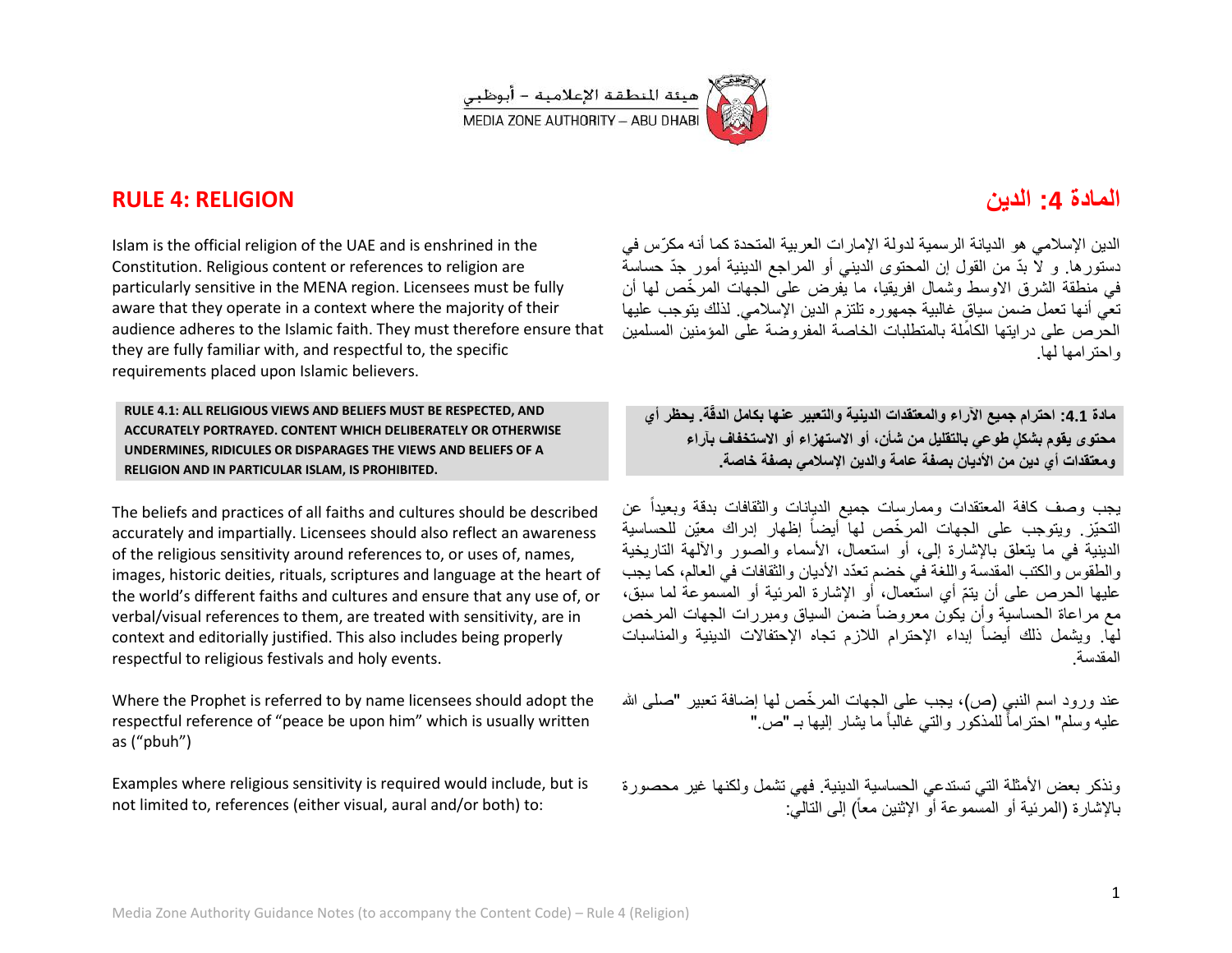هيئة المنطقة الإعلامية - أبوظبي
MEDIA ZONE AUTHORITY – ABU DHABI

## RULE 4: RELIGION

Islam is the official religion of the UAE and is enshrined in the Constitution. Religious content or references to religion are particularly sensitive in the MENA region. Licensees must be fully aware that they operate in a context where the majority of their audience adheres to the Islamic faith. They must therefore ensure that they are fully familiar with, and respectful to, the specific requirements placed upon Islamic believers.

**RULE 4.1: ALL RELIGIOUS VIEWS AND BELIEFS MUST BE RESPECTED, AND ACCURATELY PORTRAYED. CONTENT WHICH DELIBERATELY OR OTHERWISE UNDERMINES, RIDICULES OR DISPARAGES THE VIEWS AND BELIEFS OF A RELIGION AND IN PARTICULAR ISLAM, IS PROHIBITED.**

The beliefs and practices of all faiths and cultures should be described accurately and impartially. Licensees should also reflect an awareness of the religious sensitivity around references to, or uses of, names, images, historic deities, rituals, scriptures and language at the heart of the world's different faiths and cultures and ensure that any use of, or verbal/visual references to them, are treated with sensitivity, are in context and editorially justified. This also includes being properly respectful to religious festivals and holy events.

Where the Prophet is referred to by name licensees should adopt the respectful reference of "peace be upon him" which is usually written as ("pbuh")

Examples where religious sensitivity is required would include, but is not limited to, references (either visual, aural and/or both) to:

## المادة 4: الدين

الدين الإسلامي هو الديانة الرسمية لدولة الإمارات العربية المتحدة كما أنه مكرّس في دستورها. و لا بدّ من القول إن المحتوى الديني أو المراجع الدينية أمور جدّ حساسة في منطقة الشرق الاوسط وشمال افريقيا، ما يفرض على الجهات المرخّص لها أن تعي أنها تعمل ضمن سياق غالبية جمهوره تلتزم الدين الإسلامي. لذلك يتوجب عليها الحرص على درايتها الكاملة بالمتطلبات الخاصة المفروضة على المؤمنين المسلمين واحترامها لها.

**مادة 4.1: احترام جميع الآراء والمعتقدات الدينية والتعبير عنها بكامل الدقّة. يحظر أي محتوى يقوم بشكلٍ طوعي بالتقليل من شأن، أو الاستهزاء أو الاستخفاف بآراء ومعتقدات أي دين من الأديان بصفة عامة والدين الإسلامي بصفة خاصة.**

يجب وصف كافة المعتقدات وممارسات جميع الديانات والثقافات بدقة وبعيداً عن التحيّز. ويتوجب على الجهات المرخّص لها أيضاً إظهار إدراك معيّن للحساسية الدينية في ما يتعلق بالإشارة إلى، أو استعمال، الأسماء والصور والآلهة التاريخية والطقوس والكتب المقدسة واللغة في خضم تعدّد الأديان والثقافات في العالم، كما يجب عليها الحرص على أن يتمّ أي استعمال، أو الإشارة المرئية أو المسموعة لما سبق، مع مراعاة الحساسية وأن يكون معروضاً ضمن السياق ومبررات الجهات المرخص لها. ويشمل ذلك أيضاً إبداء الإحترام اللازم تجاه الإحتفالات الدينية والمناسبات المقدسة.

عند ورود اسم النبي (ص)، يجب على الجهات المرخّص لها إضافة تعبير "صلى الله عليه وسلم" احتراماً للمذكور والتي غالباً ما يشار إليها بـ "ص."

ونذكر بعض الأمثلة التي تستدعي الحساسية الدينية. فهي تشمل ولكنها غير محصورة بالإشارة (المرئية أو المسموعة أو الإثنين معاً) إلى التالي: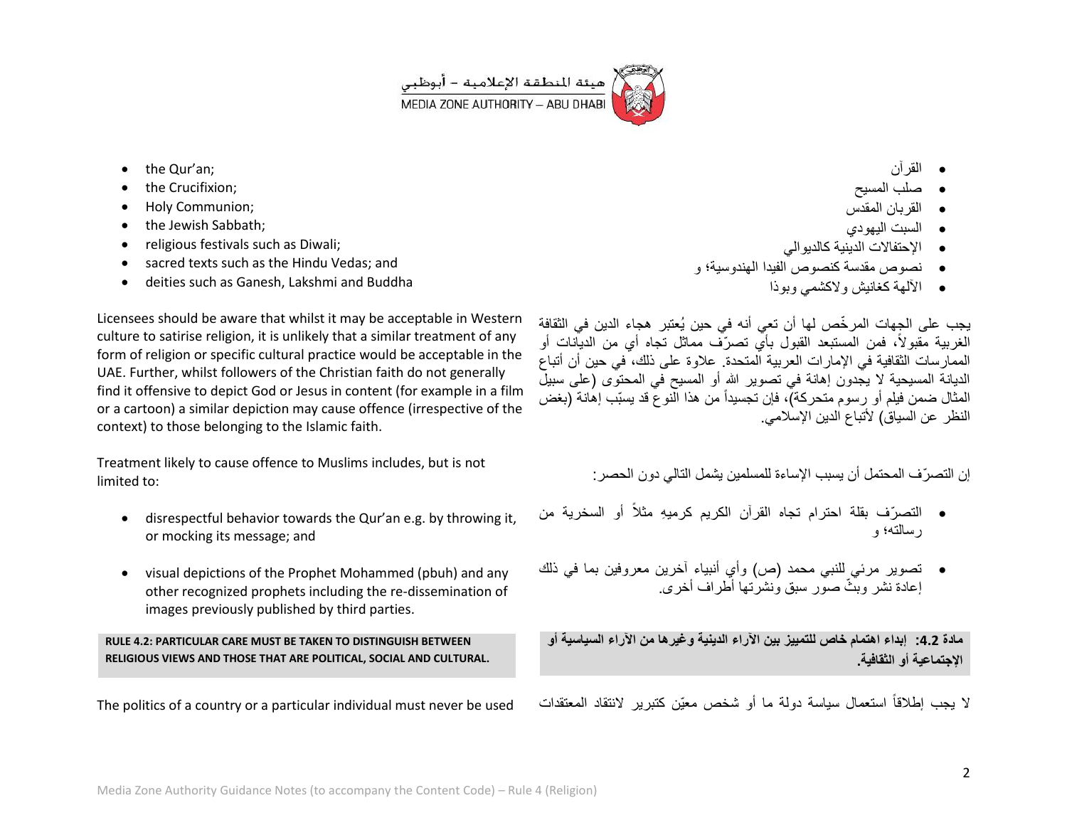- the Qur'an;
- the Crucifixion;
- Holy Communion;
- the Jewish Sabbath;
- religious festivals such as Diwali;
- sacred texts such as the Hindu Vedas; and
- deities such as Ganesh, Lakshmi and Buddha

- القرآن
- صلب المسيح
- القربان المقدس
- السبت اليهودي
- الإحتفالات الدينية كالديوالي
- نصوص مقدسة كنصوص الفيدا الهندوسية؛ و
- الآلهة كغانيش ولاكشمي وبوذا

Licensees should be aware that whilst it may be acceptable in Western culture to satirise religion, it is unlikely that a similar treatment of any form of religion or specific cultural practice would be acceptable in the UAE. Further, whilst followers of the Christian faith do not generally find it offensive to depict God or Jesus in content (for example in a film or a cartoon) a similar depiction may cause offence (irrespective of the context) to those belonging to the Islamic faith.

يجب على الجهات المرخّص لها أن تعي أنه في حين يُعتبر هجاء الدين في الثقافة الغربية مقبولاً، فمن المستبعد القبول بأي تصرّف مماثل تجاه أي من الديانات أو الممارسات الثقافية في الإمارات العربية المتحدة. علاوة على ذلك، في حين أن أتباع الديانة المسيحية لا يجدون إهانة في تصوير الله أو المسيح في المحتوى (على سبيل المثال ضمن فيلم أو رسوم متحركة)، فإن تجسيداً من هذا النوع قد يسبّب إهانة (بغض النظر عن السياق) لأتباع الدين الإسلامي.

Treatment likely to cause offence to Muslims includes, but is not limited to:

- disrespectful behavior towards the Qur'an e.g. by throwing it, or mocking its message; and
- visual depictions of the Prophet Mohammed (pbuh) and any other recognized prophets including the re-dissemination of images previously published by third parties.

إن التصرّف المحتمل أن يسبب الإساءة للمسلمين يشمل التالي دون الحصر:

- التصرّف بقلة احترام تجاه القرآن الكريم كرميهِ مثلاً أو السخرية من رسالته؛ و
- تصوير مرئي للنبي محمد (ص) وأي أنبياء آخرين معروفين بما في ذلك إعادة نشر وبثّ صور سبق ونشرتها أطراف أخرى.

**RULE 4.2: PARTICULAR CARE MUST BE TAKEN TO DISTINGUISH BETWEEN RELIGIOUS VIEWS AND THOSE THAT ARE POLITICAL, SOCIAL AND CULTURAL.**

**مادة 4.2: إبداء اهتمام خاص للتمييز بين الآراء الدينية وغيرها من الآراء السياسية أو الإجتماعية أو الثقافية.**

The politics of a country or a particular individual must never be used

لا يجب إطلاقاً استعمال سياسة دولة ما أو شخص معيّن كتبرير لانتقاد المعتقدات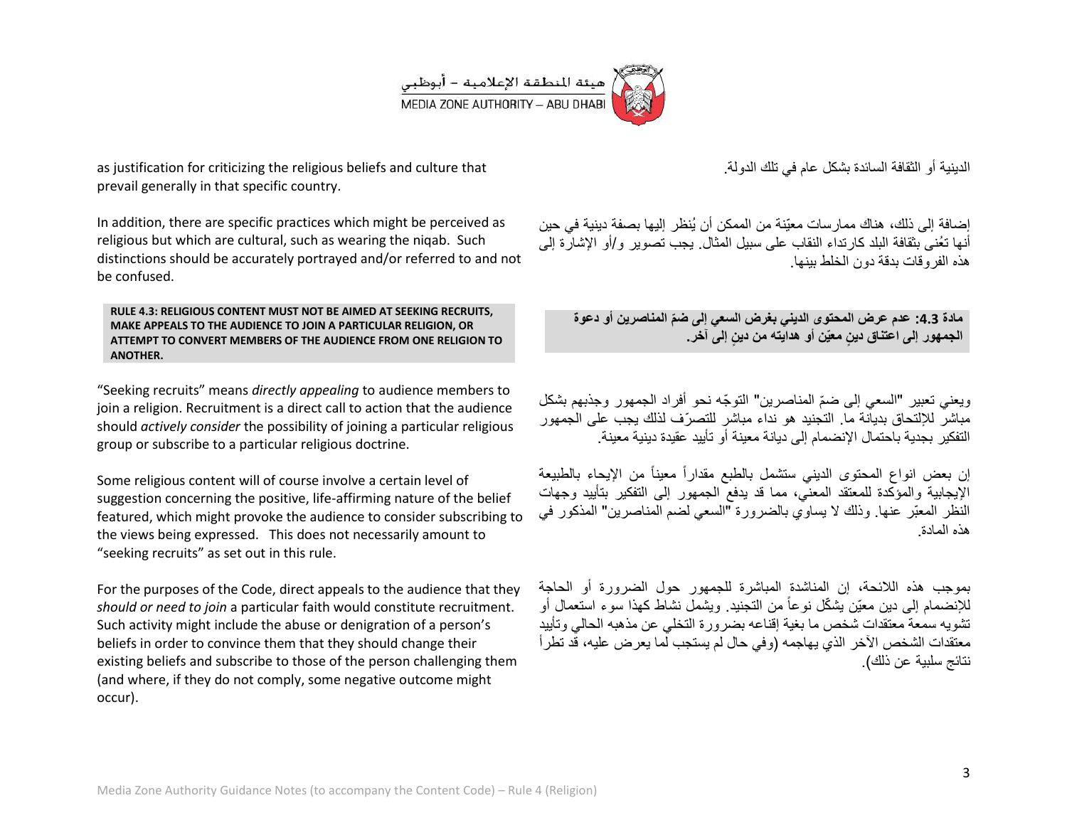as justification for criticizing the religious beliefs and culture that prevail generally in that specific country.

الدينية أو الثقافة السائدة بشكل عام في تلك الدولة.

In addition, there are specific practices which might be perceived as religious but which are cultural, such as wearing the niqab. Such distinctions should be accurately portrayed and/or referred to and not be confused.

إضافة إلى ذلك، هناك ممارسات معيّنة من الممكن أن يُنظر إليها بصفة دينية في حين أنها تعُنى بثقافة البلد كارتداء النقاب على سبيل المثال. يجب تصوير و/أو الإشارة إلى هذه الفروقات بدقة دون الخلط بينها.

**RULE 4.3: RELIGIOUS CONTENT MUST NOT BE AIMED AT SEEKING RECRUITS, MAKE APPEALS TO THE AUDIENCE TO JOIN A PARTICULAR RELIGION, OR ATTEMPT TO CONVERT MEMBERS OF THE AUDIENCE FROM ONE RELIGION TO ANOTHER.**

**مادة 4.3: عدم عرض المحتوى الديني بغرض السعي إلى ضمّ المناصرين أو دعوة الجمهور إلى اعتناق دينٍ معيّن أو هدايته من دينٍ إلى آخر.**

"Seeking recruits" means *directly appealing* to audience members to join a religion. Recruitment is a direct call to action that the audience should *actively consider* the possibility of joining a particular religious group or subscribe to a particular religious doctrine.

ويعني تعبير "السعي إلى ضمّ المناصرين" التوجّه نحو أفراد الجمهور وجذبهم بشكل مباشر للإلتحاق بديانة ما. التجنيد هو نداء مباشر للتصرّف لذلك يجب على الجمهور التفكير بجدية باحتمال الإنضمام إلى ديانة معينة أو تأييد عقيدة دينية معينة.

Some religious content will of course involve a certain level of suggestion concerning the positive, life-affirming nature of the belief featured, which might provoke the audience to consider subscribing to the views being expressed. This does not necessarily amount to "seeking recruits" as set out in this rule.

إن بعض انواع المحتوى الديني ستشمل بالطبع مقداراً معيناً من الإيحاء بالطبيعة الإيجابية والمؤكدة للمعتقد المعني، مما قد يدفع الجمهور إلى التفكير بتأييد وجهات النظر المعبّر عنها. وذلك لا يساوي بالضرورة "السعي لضم المناصرين" المذكور في هذه المادة.

For the purposes of the Code, direct appeals to the audience that they *should or need to join* a particular faith would constitute recruitment. Such activity might include the abuse or denigration of a person's beliefs in order to convince them that they should change their existing beliefs and subscribe to those of the person challenging them (and where, if they do not comply, some negative outcome might occur).

بموجب هذه اللائحة، إن المناشدة المباشرة للجمهور حول الضرورة أو الحاجة للإنضمام إلى دين معيّن يشكّل نوعاً من التجنيد. ويشمل نشاط كهذا سوء استعمال أو تشويه سمعة معتقدات شخص ما بغية إقناعه بضرورة التخلي عن مذهبه الحالي وتأييد معتقدات الشخص الآخر الذي يهاجمه (وفي حال لم يستجب لما يعرض عليه، قد تطرأ نتائج سلبية عن ذلك).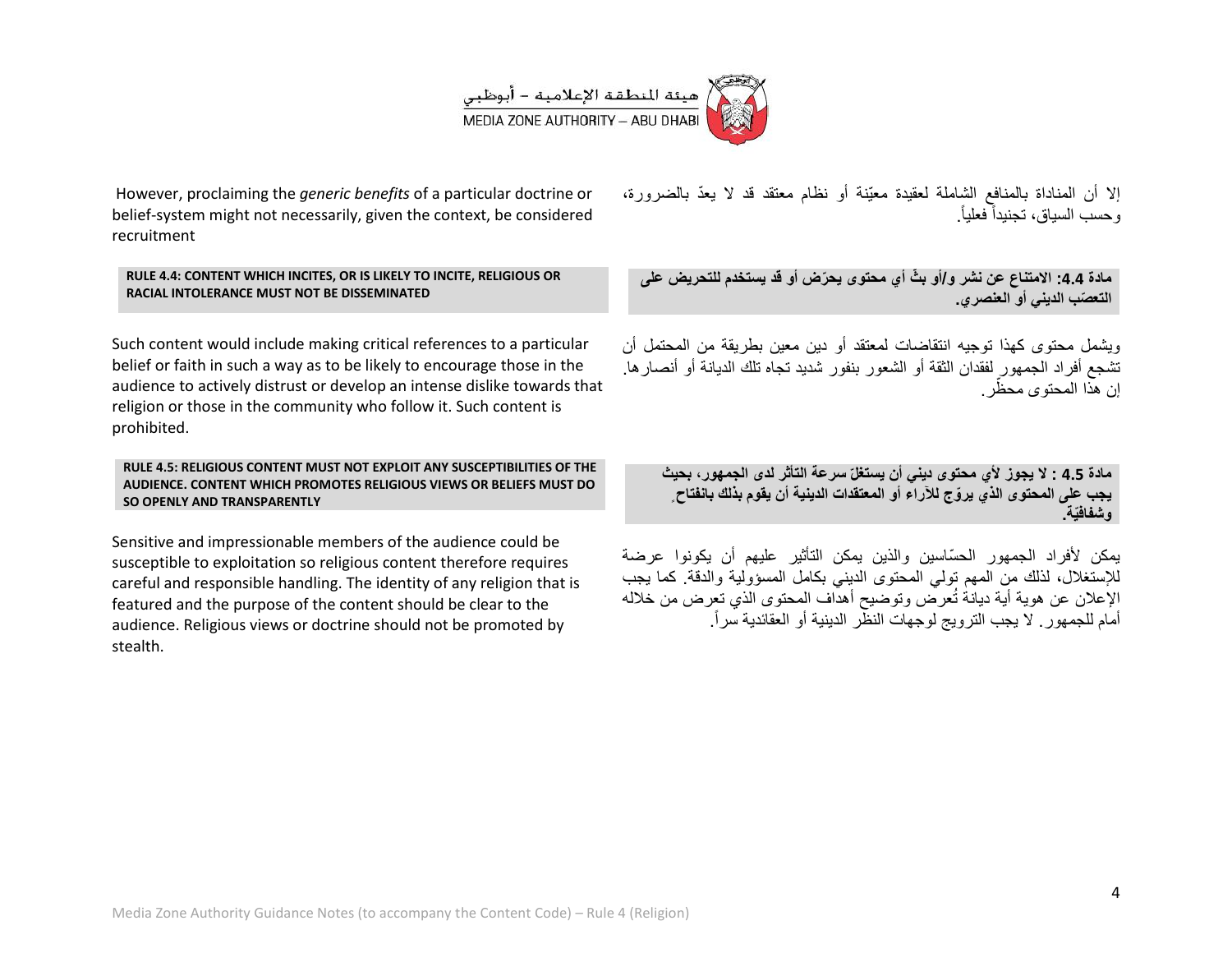However, proclaiming the *generic benefits* of a particular doctrine or belief-system might not necessarily, given the context, be considered recruitment

إلا أن المناداة بالمنافع الشاملة لعقيدة معيّنة أو نظام معتقد قد لا يعدّ بالضرورة، وحسب السياق، تجنيداً فعلياً.

**RULE 4.4: CONTENT WHICH INCITES, OR IS LIKELY TO INCITE, RELIGIOUS OR RACIAL INTOLERANCE MUST NOT BE DISSEMINATED**

**مادة 4.4: الامتناع عن نشر و/أو بثّ أي محتوى يحرّض أو قد يستخدم للتحريض على التعصّب الديني أو العنصري.**

Such content would include making critical references to a particular belief or faith in such a way as to be likely to encourage those in the audience to actively distrust or develop an intense dislike towards that religion or those in the community who follow it. Such content is prohibited.

ويشمل محتوى كهذا توجيه انتقاضات لمعتقد أو دين معين بطريقة من المحتمل أن تشجع أفراد الجمهور لفقدان الثقة أو الشعور بنفور شديد تجاه تلك الديانة أو أنصارها. إن هذا المحتوى محظّر.

**RULE 4.5: RELIGIOUS CONTENT MUST NOT EXPLOIT ANY SUSCEPTIBILITIES OF THE AUDIENCE. CONTENT WHICH PROMOTES RELIGIOUS VIEWS OR BELIEFS MUST DO SO OPENLY AND TRANSPARENTLY**

**مادة 4.5 : لا يجوز لأي محتوى ديني أن يستغلّ سرعة التأثر لدى الجمهور، بحيث يجب على المحتوى الذي يروّج للآراء أو المعتقدات الدينية أن يقوم بذلك بانفتاحٍ وشفافيّة.**

Sensitive and impressionable members of the audience could be susceptible to exploitation so religious content therefore requires careful and responsible handling. The identity of any religion that is featured and the purpose of the content should be clear to the audience. Religious views or doctrine should not be promoted by stealth.

يمكن لأفراد الجمهور الحسّاسين والذين يمكن التأثير عليهم أن يكونوا عرضة للإستغلال، لذلك من المهم تولي المحتوى الديني بكامل المسؤولية والدقة. كما يجب الإعلان عن هوية أية ديانة تُعرض وتوضيح أهداف المحتوى الذي تعرض من خلاله أمام للجمهور. لا يجب الترويج لوجهات النظر الدينية أو العقائدية سراً.